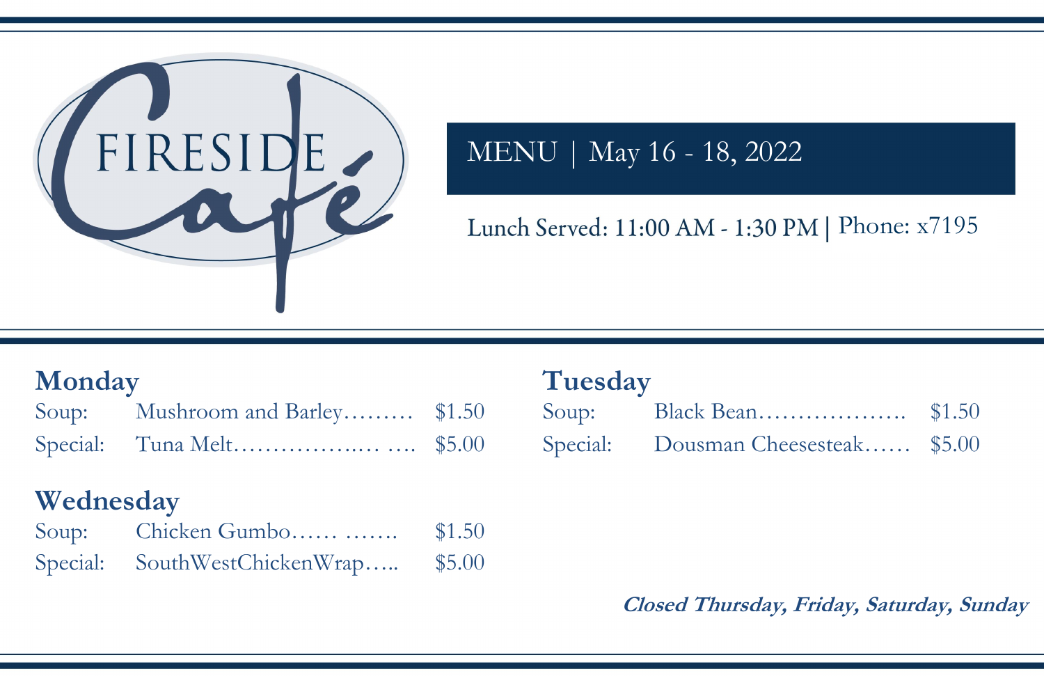# FIRESIDE Café

## MENU | May 16 - 18, 2022

Lunch Served: 11:00 AM - 1:30 PM | Phone: x7195

### Monday

Soup: Mushroom and Barley……… $1.50

Special: Tuna Melt……………..… …. $5.00

### Tuesday

Soup: Black Bean………………. $1.50

Special: Dousman Cheesesteak…… $5.00

### Wednesday

Soup: Chicken Gumbo…… ……. $1.50

Special: SouthWestChickenWrap….. $5.00

***Closed Thursday, Friday, Saturday, Sunday***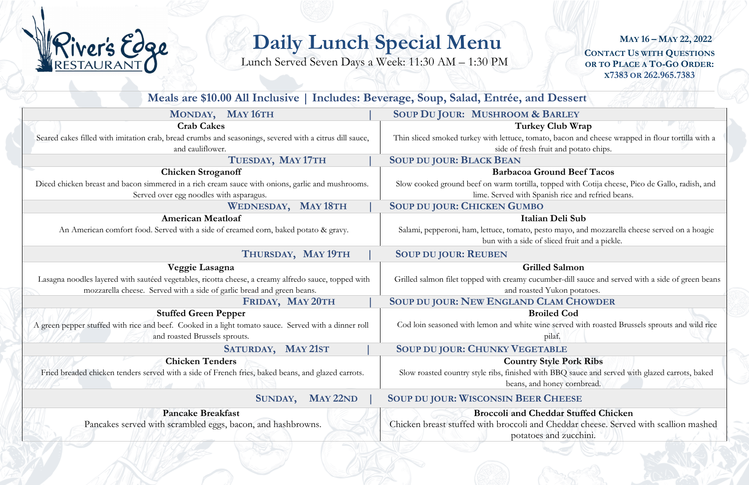River's Edge RESTAURANT

# Daily Lunch Special Menu

Lunch Served Seven Days a Week: 11:30 AM – 1:30 PM

**May 16 – May 22, 2022**

**Contact Us with Questions or to Place a To-Go Order: x7383 or 262.965.7383**

## Meals are $10.00 All Inclusive | Includes: Beverage, Soup, Salad, Entrée, and Dessert

| Monday, May 16th | Soup Du Jour: Mushroom & Barley |
|---|---|
| **Crab Cakes**<br>Seared cakes filled with imitation crab, bread crumbs and seasonings, severed with a citrus dill sauce, and cauliflower. | **Turkey Club Wrap**<br>Thin sliced smoked turkey with lettuce, tomato, bacon and cheese wrapped in flour tortilla with a side of fresh fruit and potato chips. |
| **Tuesday, May 17th** | **Soup du Jour: Black Bean** |
| **Chicken Stroganoff**<br>Diced chicken breast and bacon simmered in a rich cream sauce with onions, garlic and mushrooms. Served over egg noodles with asparagus. | **Barbacoa Ground Beef Tacos**<br>Slow cooked ground beef on warm tortilla, topped with Cotija cheese, Pico de Gallo, radish, and lime. Served with Spanish rice and refried beans. |
| **Wednesday, May 18th** | **Soup du Jour: Chicken Gumbo** |
| **American Meatloaf**<br>An American comfort food. Served with a side of creamed corn, baked potato & gravy. | **Italian Deli Sub**<br>Salami, pepperoni, ham, lettuce, tomato, pesto mayo, and mozzarella cheese served on a hoagie bun with a side of sliced fruit and a pickle. |
| **Thursday, May 19th** | **Soup du Jour: Reuben** |
| **Veggie Lasagna**<br>Lasagna noodles layered with sautéed vegetables, ricotta cheese, a creamy alfredo sauce, topped with mozzarella cheese. Served with a side of garlic bread and green beans. | **Grilled Salmon**<br>Grilled salmon filet topped with creamy cucumber-dill sauce and served with a side of green beans and roasted Yukon potatoes. |
| **Friday, May 20th** | **Soup du Jour: New England Clam Chowder** |
| **Stuffed Green Pepper**<br>A green pepper stuffed with rice and beef. Cooked in a light tomato sauce. Served with a dinner roll and roasted Brussels sprouts. | **Broiled Cod**<br>Cod loin seasoned with lemon and white wine served with roasted Brussels sprouts and wild rice pilaf. |
| **Saturday, May 21st** | **Soup du Jour: Chunky Vegetable** |
| **Chicken Tenders**<br>Fried breaded chicken tenders served with a side of French fries, baked beans, and glazed carrots. | **Country Style Pork Ribs**<br>Slow roasted country style ribs, finished with BBQ sauce and served with glazed carrots, baked beans, and honey cornbread. |
| **Sunday, May 22nd** | **Soup du Jour: Wisconsin Beer Cheese** |
| **Pancake Breakfast**<br>Pancakes served with scrambled eggs, bacon, and hashbrowns. | **Broccoli and Cheddar Stuffed Chicken**<br>Chicken breast stuffed with broccoli and Cheddar cheese. Served with scallion mashed potatoes and zucchini. |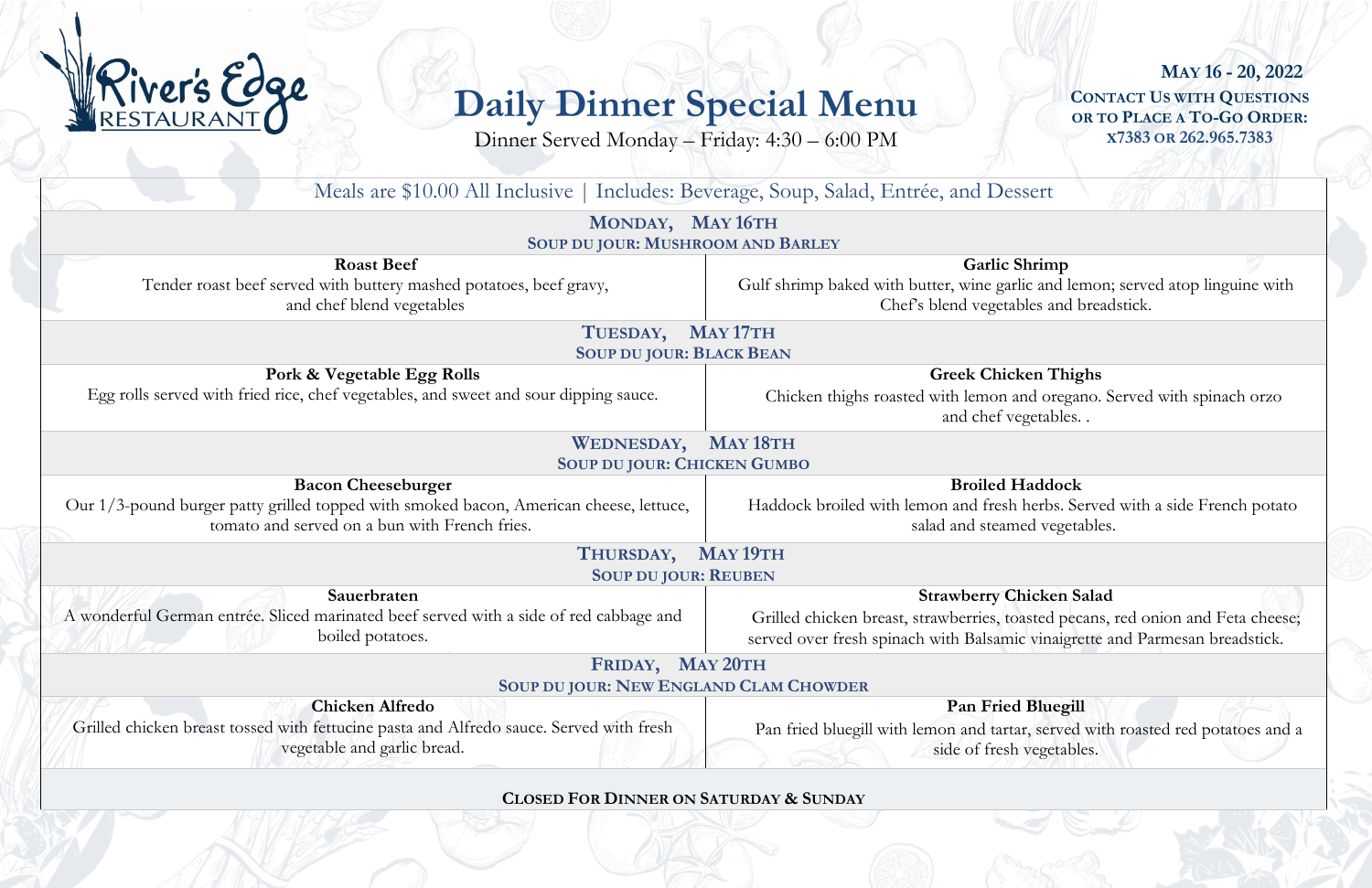River's Edge RESTAURANT

# Daily Dinner Special Menu

Dinner Served Monday – Friday: 4:30 – 6:00 PM

**MAY 16 - 20, 2022**

**CONTACT US WITH QUESTIONS OR TO PLACE A TO-GO ORDER: X7383 OR 262.965.7383**

Meals are $10.00 All Inclusive | Includes: Beverage, Soup, Salad, Entrée, and Dessert

## MONDAY, MAY 16TH

**SOUP DU JOUR: MUSHROOM AND BARLEY**

**Roast Beef**
Tender roast beef served with buttery mashed potatoes, beef gravy, and chef blend vegetables

**Garlic Shrimp**
Gulf shrimp baked with butter, wine garlic and lemon; served atop linguine with Chef's blend vegetables and breadstick.

## TUESDAY, MAY 17TH

**SOUP DU JOUR: BLACK BEAN**

**Pork & Vegetable Egg Rolls**
Egg rolls served with fried rice, chef vegetables, and sweet and sour dipping sauce.

**Greek Chicken Thighs**
Chicken thighs roasted with lemon and oregano. Served with spinach orzo and chef vegetables. .

## WEDNESDAY, MAY 18TH

**SOUP DU JOUR: CHICKEN GUMBO**

**Bacon Cheeseburger**
Our 1/3-pound burger patty grilled topped with smoked bacon, American cheese, lettuce, tomato and served on a bun with French fries.

**Broiled Haddock**
Haddock broiled with lemon and fresh herbs. Served with a side French potato salad and steamed vegetables.

## THURSDAY, MAY 19TH

**SOUP DU JOUR: REUBEN**

**Sauerbraten**
A wonderful German entrée. Sliced marinated beef served with a side of red cabbage and boiled potatoes.

**Strawberry Chicken Salad**
Grilled chicken breast, strawberries, toasted pecans, red onion and Feta cheese; served over fresh spinach with Balsamic vinaigrette and Parmesan breadstick.

## FRIDAY, MAY 20TH

**SOUP DU JOUR: NEW ENGLAND CLAM CHOWDER**

**Chicken Alfredo**
Grilled chicken breast tossed with fettucine pasta and Alfredo sauce. Served with fresh vegetable and garlic bread.

**Pan Fried Bluegill**
Pan fried bluegill with lemon and tartar, served with roasted red potatoes and a side of fresh vegetables.

**CLOSED FOR DINNER ON SATURDAY & SUNDAY**